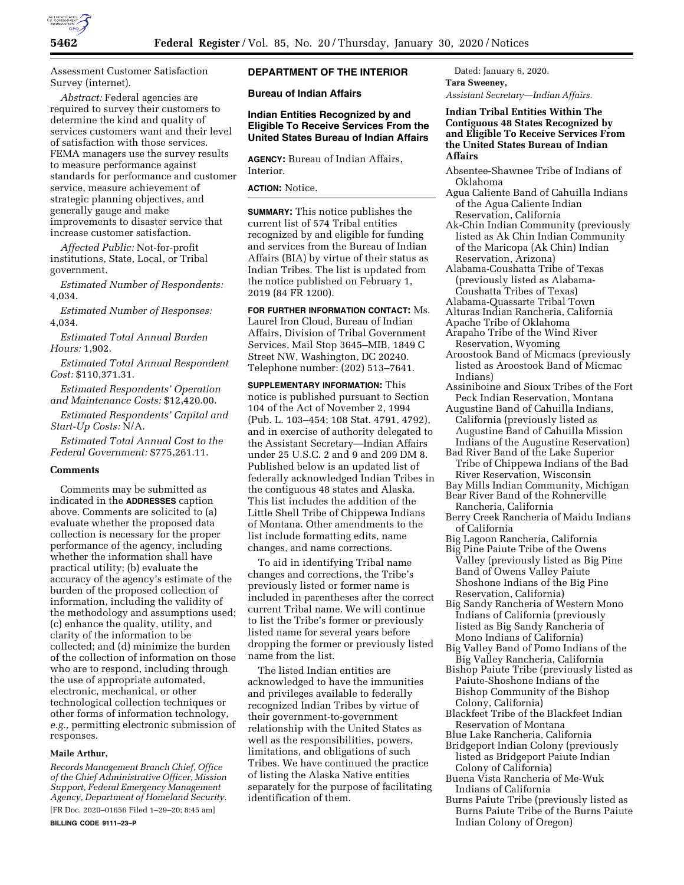Assessment Customer Satisfaction Survey (internet).

*Abstract:* Federal agencies are required to survey their customers to determine the kind and quality of services customers want and their level of satisfaction with those services. FEMA managers use the survey results to measure performance against standards for performance and customer service, measure achievement of strategic planning objectives, and generally gauge and make improvements to disaster service that increase customer satisfaction.

*Affected Public:* Not-for-profit institutions, State, Local, or Tribal government.

*Estimated Number of Respondents:* 4,034.

*Estimated Number of Responses:* 4,034.

*Estimated Total Annual Burden Hours:* 1,902.

*Estimated Total Annual Respondent Cost:* $110,371.31.

*Estimated Respondents' Operation and Maintenance Costs:* $12,420.00.

*Estimated Respondents' Capital and Start-Up Costs:* N/A.

*Estimated Total Annual Cost to the Federal Government:* $775,261.11.

### Comments

Comments may be submitted as indicated in the **ADDRESSES** caption above. Comments are solicited to (a) evaluate whether the proposed data collection is necessary for the proper performance of the agency, including whether the information shall have practical utility; (b) evaluate the accuracy of the agency's estimate of the burden of the proposed collection of information, including the validity of the methodology and assumptions used; (c) enhance the quality, utility, and clarity of the information to be collected; and (d) minimize the burden of the collection of information on those who are to respond, including through the use of appropriate automated, electronic, mechanical, or other technological collection techniques or other forms of information technology, *e.g.,* permitting electronic submission of responses.

**Maile Arthur,**

*Records Management Branch Chief, Office of the Chief Administrative Officer, Mission Support, Federal Emergency Management Agency, Department of Homeland Security.*

[FR Doc. 2020–01656 Filed 1–29–20; 8:45 am]

**BILLING CODE 9111–23–P**

## DEPARTMENT OF THE INTERIOR

### Bureau of Indian Affairs

### Indian Entities Recognized by and Eligible To Receive Services From the United States Bureau of Indian Affairs

**AGENCY:** Bureau of Indian Affairs, Interior.

**ACTION:** Notice.

**SUMMARY:** This notice publishes the current list of 574 Tribal entities recognized by and eligible for funding and services from the Bureau of Indian Affairs (BIA) by virtue of their status as Indian Tribes. The list is updated from the notice published on February 1, 2019 (84 FR 1200).

**FOR FURTHER INFORMATION CONTACT:** Ms. Laurel Iron Cloud, Bureau of Indian Affairs, Division of Tribal Government Services, Mail Stop 3645–MIB, 1849 C Street NW, Washington, DC 20240. Telephone number: (202) 513–7641.

**SUPPLEMENTARY INFORMATION:** This notice is published pursuant to Section 104 of the Act of November 2, 1994 (Pub. L. 103–454; 108 Stat. 4791, 4792), and in exercise of authority delegated to the Assistant Secretary—Indian Affairs under 25 U.S.C. 2 and 9 and 209 DM 8. Published below is an updated list of federally acknowledged Indian Tribes in the contiguous 48 states and Alaska. This list includes the addition of the Little Shell Tribe of Chippewa Indians of Montana. Other amendments to the list include formatting edits, name changes, and name corrections.

To aid in identifying Tribal name changes and corrections, the Tribe's previously listed or former name is included in parentheses after the correct current Tribal name. We will continue to list the Tribe's former or previously listed name for several years before dropping the former or previously listed name from the list.

The listed Indian entities are acknowledged to have the immunities and privileges available to federally recognized Indian Tribes by virtue of their government-to-government relationship with the United States as well as the responsibilities, powers, limitations, and obligations of such Tribes. We have continued the practice of listing the Alaska Native entities separately for the purpose of facilitating identification of them.

Dated: January 6, 2020.

**Tara Sweeney,**

*Assistant Secretary—Indian Affairs.*

### Indian Tribal Entities Within The Contiguous 48 States Recognized by and Eligible To Receive Services From the United States Bureau of Indian Affairs

Absentee-Shawnee Tribe of Indians of Oklahoma

Agua Caliente Band of Cahuilla Indians of the Agua Caliente Indian Reservation, California

Ak-Chin Indian Community (previously listed as Ak Chin Indian Community of the Maricopa (Ak Chin) Indian Reservation, Arizona)

Alabama-Coushatta Tribe of Texas (previously listed as Alabama-Coushatta Tribes of Texas)

Alabama-Quassarte Tribal Town

Alturas Indian Rancheria, California

Apache Tribe of Oklahoma

Arapaho Tribe of the Wind River Reservation, Wyoming

Aroostook Band of Micmacs (previously listed as Aroostook Band of Micmac Indians)

Assiniboine and Sioux Tribes of the Fort Peck Indian Reservation, Montana

Augustine Band of Cahuilla Indians, California (previously listed as Augustine Band of Cahuilla Mission Indians of the Augustine Reservation)

Bad River Band of the Lake Superior Tribe of Chippewa Indians of the Bad River Reservation, Wisconsin

Bay Mills Indian Community, Michigan

Bear River Band of the Rohnerville Rancheria, California

Berry Creek Rancheria of Maidu Indians of California

Big Lagoon Rancheria, California

Big Pine Paiute Tribe of the Owens Valley (previously listed as Big Pine Band of Owens Valley Paiute Shoshone Indians of the Big Pine Reservation, California)

Big Sandy Rancheria of Western Mono Indians of California (previously listed as Big Sandy Rancheria of Mono Indians of California)

Big Valley Band of Pomo Indians of the Big Valley Rancheria, California

Bishop Paiute Tribe (previously listed as Paiute-Shoshone Indians of the Bishop Community of the Bishop Colony, California)

Blackfeet Tribe of the Blackfeet Indian Reservation of Montana

Blue Lake Rancheria, California

Bridgeport Indian Colony (previously listed as Bridgeport Paiute Indian Colony of California)

Buena Vista Rancheria of Me-Wuk Indians of California

Burns Paiute Tribe (previously listed as Burns Paiute Tribe of the Burns Paiute Indian Colony of Oregon)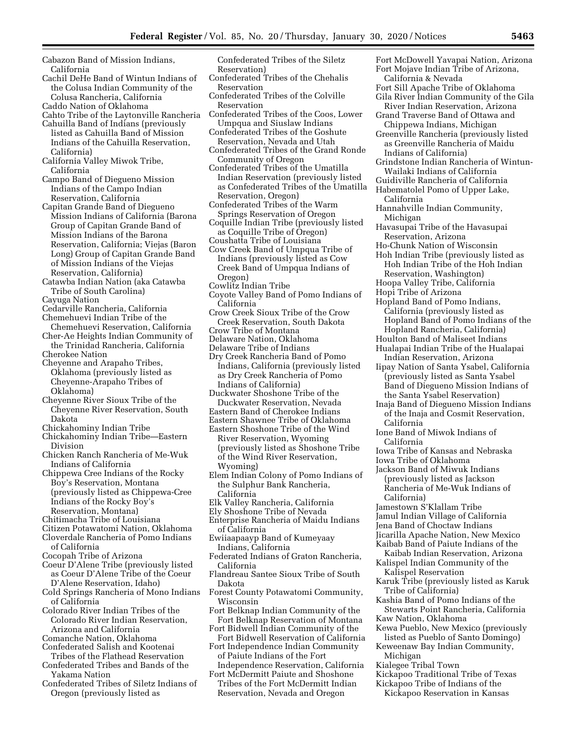Cabazon Band of Mission Indians, California
Cachil DeHe Band of Wintun Indians of the Colusa Indian Community of the Colusa Rancheria, California
Caddo Nation of Oklahoma
Cahto Tribe of the Laytonville Rancheria
Cahuilla Band of Indians (previously listed as Cahuilla Band of Mission Indians of the Cahuilla Reservation, California)
California Valley Miwok Tribe, California
Campo Band of Diegueno Mission Indians of the Campo Indian Reservation, California
Capitan Grande Band of Diegueno Mission Indians of California (Barona Group of Capitan Grande Band of Mission Indians of the Barona Reservation, California; Viejas (Baron Long) Group of Capitan Grande Band of Mission Indians of the Viejas Reservation, California)
Catawba Indian Nation (aka Catawba Tribe of South Carolina)
Cayuga Nation
Cedarville Rancheria, California
Chemehuevi Indian Tribe of the Chemehuevi Reservation, California
Cher-Ae Heights Indian Community of the Trinidad Rancheria, California
Cherokee Nation
Cheyenne and Arapaho Tribes, Oklahoma (previously listed as Cheyenne-Arapaho Tribes of Oklahoma)
Cheyenne River Sioux Tribe of the Cheyenne River Reservation, South Dakota
Chickahominy Indian Tribe
Chickahominy Indian Tribe—Eastern Division
Chicken Ranch Rancheria of Me-Wuk Indians of California
Chippewa Cree Indians of the Rocky Boy's Reservation, Montana (previously listed as Chippewa-Cree Indians of the Rocky Boy's Reservation, Montana)
Chitimacha Tribe of Louisiana
Citizen Potawatomi Nation, Oklahoma
Cloverdale Rancheria of Pomo Indians of California
Cocopah Tribe of Arizona
Coeur D'Alene Tribe (previously listed as Coeur D'Alene Tribe of the Coeur D'Alene Reservation, Idaho)
Cold Springs Rancheria of Mono Indians of California
Colorado River Indian Tribes of the Colorado River Indian Reservation, Arizona and California
Comanche Nation, Oklahoma
Confederated Salish and Kootenai Tribes of the Flathead Reservation
Confederated Tribes and Bands of the Yakama Nation
Confederated Tribes of Siletz Indians of Oregon (previously listed as Confederated Tribes of the Siletz Reservation)
Confederated Tribes of the Chehalis Reservation
Confederated Tribes of the Colville Reservation
Confederated Tribes of the Coos, Lower Umpqua and Siuslaw Indians
Confederated Tribes of the Goshute Reservation, Nevada and Utah
Confederated Tribes of the Grand Ronde Community of Oregon
Confederated Tribes of the Umatilla Indian Reservation (previously listed as Confederated Tribes of the Umatilla Reservation, Oregon)
Confederated Tribes of the Warm Springs Reservation of Oregon
Coquille Indian Tribe (previously listed as Coquille Tribe of Oregon)
Coushatta Tribe of Louisiana
Cow Creek Band of Umpqua Tribe of Indians (previously listed as Cow Creek Band of Umpqua Indians of Oregon)
Cowlitz Indian Tribe
Coyote Valley Band of Pomo Indians of California
Crow Creek Sioux Tribe of the Crow Creek Reservation, South Dakota
Crow Tribe of Montana
Delaware Nation, Oklahoma
Delaware Tribe of Indians
Dry Creek Rancheria Band of Pomo Indians, California (previously listed as Dry Creek Rancheria of Pomo Indians of California)
Duckwater Shoshone Tribe of the Duckwater Reservation, Nevada
Eastern Band of Cherokee Indians
Eastern Shawnee Tribe of Oklahoma
Eastern Shoshone Tribe of the Wind River Reservation, Wyoming (previously listed as Shoshone Tribe of the Wind River Reservation, Wyoming)
Elem Indian Colony of Pomo Indians of the Sulphur Bank Rancheria, California
Elk Valley Rancheria, California
Ely Shoshone Tribe of Nevada
Enterprise Rancheria of Maidu Indians of California
Ewiiaapaayp Band of Kumeyaay Indians, California
Federated Indians of Graton Rancheria, California
Flandreau Santee Sioux Tribe of South Dakota
Forest County Potawatomi Community, Wisconsin
Fort Belknap Indian Community of the Fort Belknap Reservation of Montana
Fort Bidwell Indian Community of the Fort Bidwell Reservation of California
Fort Independence Indian Community of Paiute Indians of the Fort Independence Reservation, California
Fort McDermitt Paiute and Shoshone Tribes of the Fort McDermitt Indian Reservation, Nevada and Oregon
Fort McDowell Yavapai Nation, Arizona
Fort Mojave Indian Tribe of Arizona, California & Nevada
Fort Sill Apache Tribe of Oklahoma
Gila River Indian Community of the Gila River Indian Reservation, Arizona
Grand Traverse Band of Ottawa and Chippewa Indians, Michigan
Greenville Rancheria (previously listed as Greenville Rancheria of Maidu Indians of California)
Grindstone Indian Rancheria of Wintun-Wailaki Indians of California
Guidiville Rancheria of California
Habematolel Pomo of Upper Lake, California
Hannahville Indian Community, Michigan
Havasupai Tribe of the Havasupai Reservation, Arizona
Ho-Chunk Nation of Wisconsin
Hoh Indian Tribe (previously listed as Hoh Indian Tribe of the Hoh Indian Reservation, Washington)
Hoopa Valley Tribe, California
Hopi Tribe of Arizona
Hopland Band of Pomo Indians, California (previously listed as Hopland Band of Pomo Indians of the Hopland Rancheria, California)
Houlton Band of Maliseet Indians
Hualapai Indian Tribe of the Hualapai Indian Reservation, Arizona
Iipay Nation of Santa Ysabel, California (previously listed as Santa Ysabel Band of Diegueno Mission Indians of the Santa Ysabel Reservation)
Inaja Band of Diegueno Mission Indians of the Inaja and Cosmit Reservation, California
Ione Band of Miwok Indians of California
Iowa Tribe of Kansas and Nebraska
Iowa Tribe of Oklahoma
Jackson Band of Miwuk Indians (previously listed as Jackson Rancheria of Me-Wuk Indians of California)
Jamestown S'Klallam Tribe
Jamul Indian Village of California
Jena Band of Choctaw Indians
Jicarilla Apache Nation, New Mexico
Kaibab Band of Paiute Indians of the Kaibab Indian Reservation, Arizona
Kalispel Indian Community of the Kalispel Reservation
Karuk Tribe (previously listed as Karuk Tribe of California)
Kashia Band of Pomo Indians of the Stewarts Point Rancheria, California
Kaw Nation, Oklahoma
Kewa Pueblo, New Mexico (previously listed as Pueblo of Santo Domingo)
Keweenaw Bay Indian Community, Michigan
Kialegee Tribal Town
Kickapoo Traditional Tribe of Texas
Kickapoo Tribe of Indians of the Kickapoo Reservation in Kansas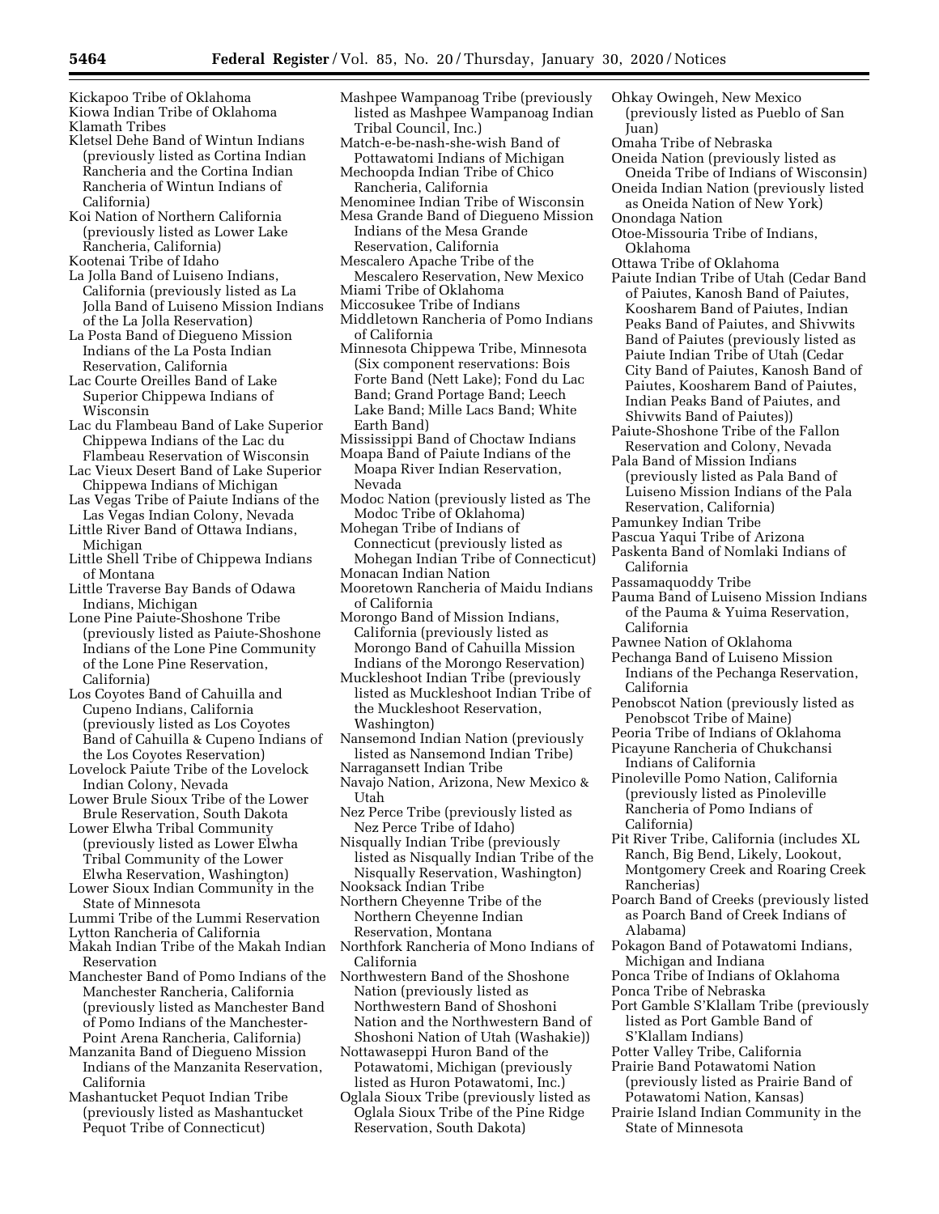Kickapoo Tribe of Oklahoma
Kiowa Indian Tribe of Oklahoma
Klamath Tribes
Kletsel Dehe Band of Wintun Indians (previously listed as Cortina Indian Rancheria and the Cortina Indian Rancheria of Wintun Indians of California)
Koi Nation of Northern California (previously listed as Lower Lake Rancheria, California)
Kootenai Tribe of Idaho
La Jolla Band of Luiseno Indians, California (previously listed as La Jolla Band of Luiseno Mission Indians of the La Jolla Reservation)
La Posta Band of Diegueno Mission Indians of the La Posta Indian Reservation, California
Lac Courte Oreilles Band of Lake Superior Chippewa Indians of Wisconsin
Lac du Flambeau Band of Lake Superior Chippewa Indians of the Lac du Flambeau Reservation of Wisconsin
Lac Vieux Desert Band of Lake Superior Chippewa Indians of Michigan
Las Vegas Tribe of Paiute Indians of the Las Vegas Indian Colony, Nevada
Little River Band of Ottawa Indians, Michigan
Little Shell Tribe of Chippewa Indians of Montana
Little Traverse Bay Bands of Odawa Indians, Michigan
Lone Pine Paiute-Shoshone Tribe (previously listed as Paiute-Shoshone Indians of the Lone Pine Community of the Lone Pine Reservation, California)
Los Coyotes Band of Cahuilla and Cupeno Indians, California (previously listed as Los Coyotes Band of Cahuilla & Cupeno Indians of the Los Coyotes Reservation)
Lovelock Paiute Tribe of the Lovelock Indian Colony, Nevada
Lower Brule Sioux Tribe of the Lower Brule Reservation, South Dakota
Lower Elwha Tribal Community (previously listed as Lower Elwha Tribal Community of the Lower Elwha Reservation, Washington)
Lower Sioux Indian Community in the State of Minnesota
Lummi Tribe of the Lummi Reservation
Lytton Rancheria of California
Makah Indian Tribe of the Makah Indian Reservation
Manchester Band of Pomo Indians of the Manchester Rancheria, California (previously listed as Manchester Band of Pomo Indians of the Manchester-Point Arena Rancheria, California)
Manzanita Band of Diegueno Mission Indians of the Manzanita Reservation, California
Mashantucket Pequot Indian Tribe (previously listed as Mashantucket Pequot Tribe of Connecticut)
Mashpee Wampanoag Tribe (previously listed as Mashpee Wampanoag Indian Tribal Council, Inc.)
Match-e-be-nash-she-wish Band of Pottawatomi Indians of Michigan
Mechoopda Indian Tribe of Chico Rancheria, California
Menominee Indian Tribe of Wisconsin
Mesa Grande Band of Diegueno Mission Indians of the Mesa Grande Reservation, California
Mescalero Apache Tribe of the Mescalero Reservation, New Mexico
Miami Tribe of Oklahoma
Miccosukee Tribe of Indians
Middletown Rancheria of Pomo Indians of California
Minnesota Chippewa Tribe, Minnesota (Six component reservations: Bois Forte Band (Nett Lake); Fond du Lac Band; Grand Portage Band; Leech Lake Band; Mille Lacs Band; White Earth Band)
Mississippi Band of Choctaw Indians
Moapa Band of Paiute Indians of the Moapa River Indian Reservation, Nevada
Modoc Nation (previously listed as The Modoc Tribe of Oklahoma)
Mohegan Tribe of Indians of Connecticut (previously listed as Mohegan Indian Tribe of Connecticut)
Monacan Indian Nation
Mooretown Rancheria of Maidu Indians of California
Morongo Band of Mission Indians, California (previously listed as Morongo Band of Cahuilla Mission Indians of the Morongo Reservation)
Muckleshoot Indian Tribe (previously listed as Muckleshoot Indian Tribe of the Muckleshoot Reservation, Washington)
Nansemond Indian Nation (previously listed as Nansemond Indian Tribe)
Narragansett Indian Tribe
Navajo Nation, Arizona, New Mexico & Utah
Nez Perce Tribe (previously listed as Nez Perce Tribe of Idaho)
Nisqually Indian Tribe (previously listed as Nisqually Indian Tribe of the Nisqually Reservation, Washington)
Nooksack Indian Tribe
Northern Cheyenne Tribe of the Northern Cheyenne Indian Reservation, Montana
Northfork Rancheria of Mono Indians of California
Northwestern Band of the Shoshone Nation (previously listed as Northwestern Band of Shoshoni Nation and the Northwestern Band of Shoshoni Nation of Utah (Washakie))
Nottawaseppi Huron Band of the Potawatomi, Michigan (previously listed as Huron Potawatomi, Inc.)
Oglala Sioux Tribe (previously listed as Oglala Sioux Tribe of the Pine Ridge Reservation, South Dakota)
Ohkay Owingeh, New Mexico (previously listed as Pueblo of San Juan)
Omaha Tribe of Nebraska
Oneida Nation (previously listed as Oneida Tribe of Indians of Wisconsin)
Oneida Indian Nation (previously listed as Oneida Nation of New York)
Onondaga Nation
Otoe-Missouria Tribe of Indians, Oklahoma
Ottawa Tribe of Oklahoma
Paiute Indian Tribe of Utah (Cedar Band of Paiutes, Kanosh Band of Paiutes, Koosharem Band of Paiutes, Indian Peaks Band of Paiutes, and Shivwits Band of Paiutes (previously listed as Paiute Indian Tribe of Utah (Cedar City Band of Paiutes, Kanosh Band of Paiutes, Koosharem Band of Paiutes, Indian Peaks Band of Paiutes, and Shivwits Band of Paiutes))
Paiute-Shoshone Tribe of the Fallon Reservation and Colony, Nevada
Pala Band of Mission Indians (previously listed as Pala Band of Luiseno Mission Indians of the Pala Reservation, California)
Pamunkey Indian Tribe
Pascua Yaqui Tribe of Arizona
Paskenta Band of Nomlaki Indians of California
Passamaquoddy Tribe
Pauma Band of Luiseno Mission Indians of the Pauma & Yuima Reservation, California
Pawnee Nation of Oklahoma
Pechanga Band of Luiseno Mission Indians of the Pechanga Reservation, California
Penobscot Nation (previously listed as Penobscot Tribe of Maine)
Peoria Tribe of Indians of Oklahoma
Picayune Rancheria of Chukchansi Indians of California
Pinoleville Pomo Nation, California (previously listed as Pinoleville Rancheria of Pomo Indians of California)
Pit River Tribe, California (includes XL Ranch, Big Bend, Likely, Lookout, Montgomery Creek and Roaring Creek Rancherias)
Poarch Band of Creeks (previously listed as Poarch Band of Creek Indians of Alabama)
Pokagon Band of Potawatomi Indians, Michigan and Indiana
Ponca Tribe of Indians of Oklahoma
Ponca Tribe of Nebraska
Port Gamble S'Klallam Tribe (previously listed as Port Gamble Band of S'Klallam Indians)
Potter Valley Tribe, California
Prairie Band Potawatomi Nation (previously listed as Prairie Band of Potawatomi Nation, Kansas)
Prairie Island Indian Community in the State of Minnesota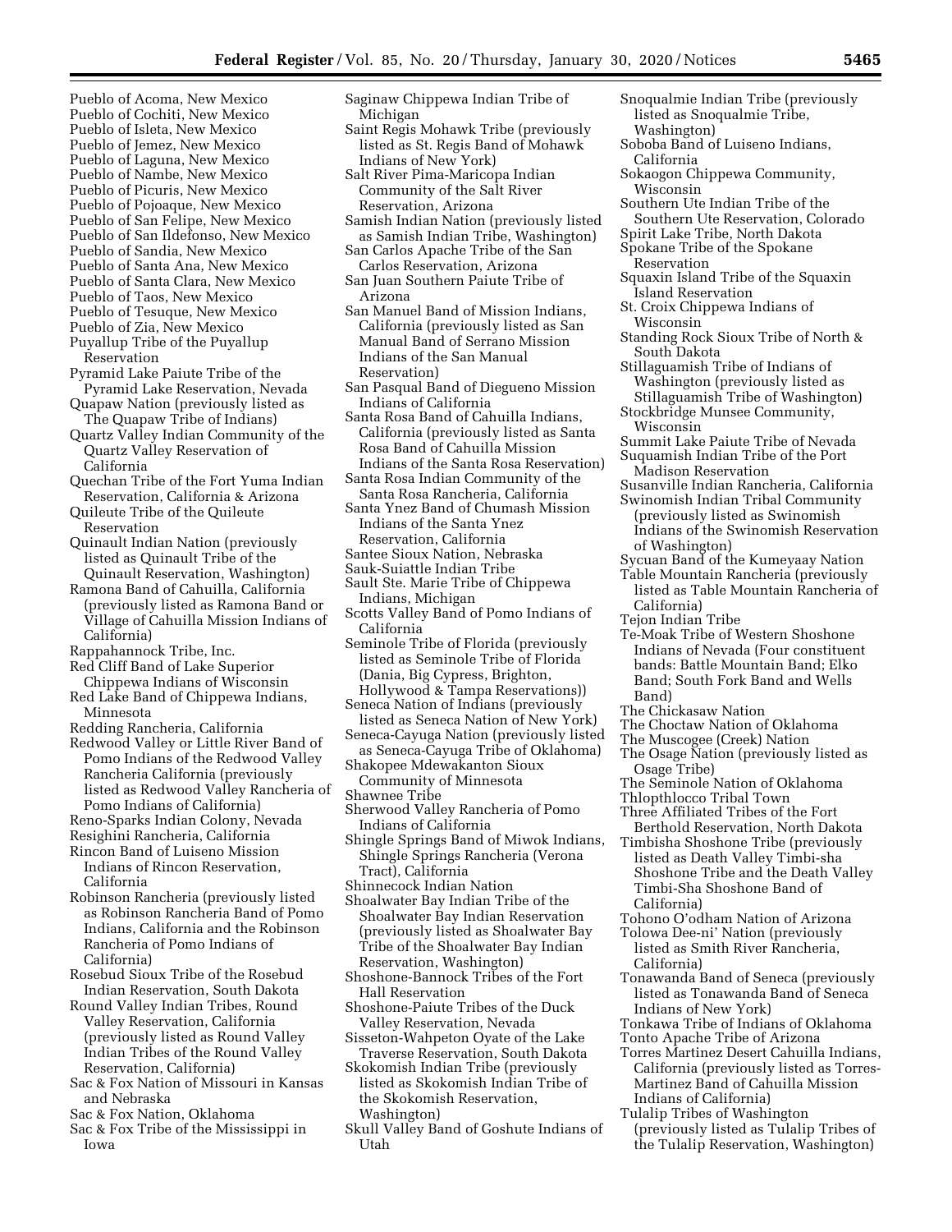Pueblo of Acoma, New Mexico
Pueblo of Cochiti, New Mexico
Pueblo of Isleta, New Mexico
Pueblo of Jemez, New Mexico
Pueblo of Laguna, New Mexico
Pueblo of Nambe, New Mexico
Pueblo of Picuris, New Mexico
Pueblo of Pojoaque, New Mexico
Pueblo of San Felipe, New Mexico
Pueblo of San Ildefonso, New Mexico
Pueblo of Sandia, New Mexico
Pueblo of Santa Ana, New Mexico
Pueblo of Santa Clara, New Mexico
Pueblo of Taos, New Mexico
Pueblo of Tesuque, New Mexico
Pueblo of Zia, New Mexico
Puyallup Tribe of the Puyallup Reservation
Pyramid Lake Paiute Tribe of the Pyramid Lake Reservation, Nevada
Quapaw Nation (previously listed as The Quapaw Tribe of Indians)
Quartz Valley Indian Community of the Quartz Valley Reservation of California
Quechan Tribe of the Fort Yuma Indian Reservation, California & Arizona
Quileute Tribe of the Quileute Reservation
Quinault Indian Nation (previously listed as Quinault Tribe of the Quinault Reservation, Washington)
Ramona Band of Cahuilla, California (previously listed as Ramona Band or Village of Cahuilla Mission Indians of California)
Rappahannock Tribe, Inc.
Red Cliff Band of Lake Superior Chippewa Indians of Wisconsin
Red Lake Band of Chippewa Indians, Minnesota
Redding Rancheria, California
Redwood Valley or Little River Band of Pomo Indians of the Redwood Valley Rancheria California (previously listed as Redwood Valley Rancheria of Pomo Indians of California)
Reno-Sparks Indian Colony, Nevada
Resighini Rancheria, California
Rincon Band of Luiseno Mission Indians of Rincon Reservation, California
Robinson Rancheria (previously listed as Robinson Rancheria Band of Pomo Indians, California and the Robinson Rancheria of Pomo Indians of California)
Rosebud Sioux Tribe of the Rosebud Indian Reservation, South Dakota
Round Valley Indian Tribes, Round Valley Reservation, California (previously listed as Round Valley Indian Tribes of the Round Valley Reservation, California)
Sac & Fox Nation of Missouri in Kansas and Nebraska
Sac & Fox Nation, Oklahoma
Sac & Fox Tribe of the Mississippi in Iowa
Saginaw Chippewa Indian Tribe of Michigan
Saint Regis Mohawk Tribe (previously listed as St. Regis Band of Mohawk Indians of New York)
Salt River Pima-Maricopa Indian Community of the Salt River Reservation, Arizona
Samish Indian Nation (previously listed as Samish Indian Tribe, Washington)
San Carlos Apache Tribe of the San Carlos Reservation, Arizona
San Juan Southern Paiute Tribe of Arizona
San Manuel Band of Mission Indians, California (previously listed as San Manual Band of Serrano Mission Indians of the San Manual Reservation)
San Pasqual Band of Diegueno Mission Indians of California
Santa Rosa Band of Cahuilla Indians, California (previously listed as Santa Rosa Band of Cahuilla Mission Indians of the Santa Rosa Reservation)
Santa Rosa Indian Community of the Santa Rosa Rancheria, California
Santa Ynez Band of Chumash Mission Indians of the Santa Ynez Reservation, California
Santee Sioux Nation, Nebraska
Sauk-Suiattle Indian Tribe
Sault Ste. Marie Tribe of Chippewa Indians, Michigan
Scotts Valley Band of Pomo Indians of California
Seminole Tribe of Florida (previously listed as Seminole Tribe of Florida (Dania, Big Cypress, Brighton, Hollywood & Tampa Reservations))
Seneca Nation of Indians (previously listed as Seneca Nation of New York)
Seneca-Cayuga Nation (previously listed as Seneca-Cayuga Tribe of Oklahoma)
Shakopee Mdewakanton Sioux Community of Minnesota
Shawnee Tribe
Sherwood Valley Rancheria of Pomo Indians of California
Shingle Springs Band of Miwok Indians, Shingle Springs Rancheria (Verona Tract), California
Shinnecock Indian Nation
Shoalwater Bay Indian Tribe of the Shoalwater Bay Indian Reservation (previously listed as Shoalwater Bay Tribe of the Shoalwater Bay Indian Reservation, Washington)
Shoshone-Bannock Tribes of the Fort Hall Reservation
Shoshone-Paiute Tribes of the Duck Valley Reservation, Nevada
Sisseton-Wahpeton Oyate of the Lake Traverse Reservation, South Dakota
Skokomish Indian Tribe (previously listed as Skokomish Indian Tribe of the Skokomish Reservation, Washington)
Skull Valley Band of Goshute Indians of Utah
Snoqualmie Indian Tribe (previously listed as Snoqualmie Tribe, Washington)
Soboba Band of Luiseno Indians, California
Sokaogon Chippewa Community, Wisconsin
Southern Ute Indian Tribe of the Southern Ute Reservation, Colorado
Spirit Lake Tribe, North Dakota
Spokane Tribe of the Spokane Reservation
Squaxin Island Tribe of the Squaxin Island Reservation
St. Croix Chippewa Indians of Wisconsin
Standing Rock Sioux Tribe of North & South Dakota
Stillaguamish Tribe of Indians of Washington (previously listed as Stillaguamish Tribe of Washington)
Stockbridge Munsee Community, Wisconsin
Summit Lake Paiute Tribe of Nevada
Suquamish Indian Tribe of the Port Madison Reservation
Susanville Indian Rancheria, California
Swinomish Indian Tribal Community (previously listed as Swinomish Indians of the Swinomish Reservation of Washington)
Sycuan Band of the Kumeyaay Nation
Table Mountain Rancheria (previously listed as Table Mountain Rancheria of California)
Tejon Indian Tribe
Te-Moak Tribe of Western Shoshone Indians of Nevada (Four constituent bands: Battle Mountain Band; Elko Band; South Fork Band and Wells Band)
The Chickasaw Nation
The Choctaw Nation of Oklahoma
The Muscogee (Creek) Nation
The Osage Nation (previously listed as Osage Tribe)
The Seminole Nation of Oklahoma
Thlopthlocco Tribal Town
Three Affiliated Tribes of the Fort Berthold Reservation, North Dakota
Timbisha Shoshone Tribe (previously listed as Death Valley Timbi-sha Shoshone Tribe and the Death Valley Timbi-Sha Shoshone Band of California)
Tohono O'odham Nation of Arizona
Tolowa Dee-ni' Nation (previously listed as Smith River Rancheria, California)
Tonawanda Band of Seneca (previously listed as Tonawanda Band of Seneca Indians of New York)
Tonkawa Tribe of Indians of Oklahoma
Tonto Apache Tribe of Arizona
Torres Martinez Desert Cahuilla Indians, California (previously listed as Torres-Martinez Band of Cahuilla Mission Indians of California)
Tulalip Tribes of Washington (previously listed as Tulalip Tribes of the Tulalip Reservation, Washington)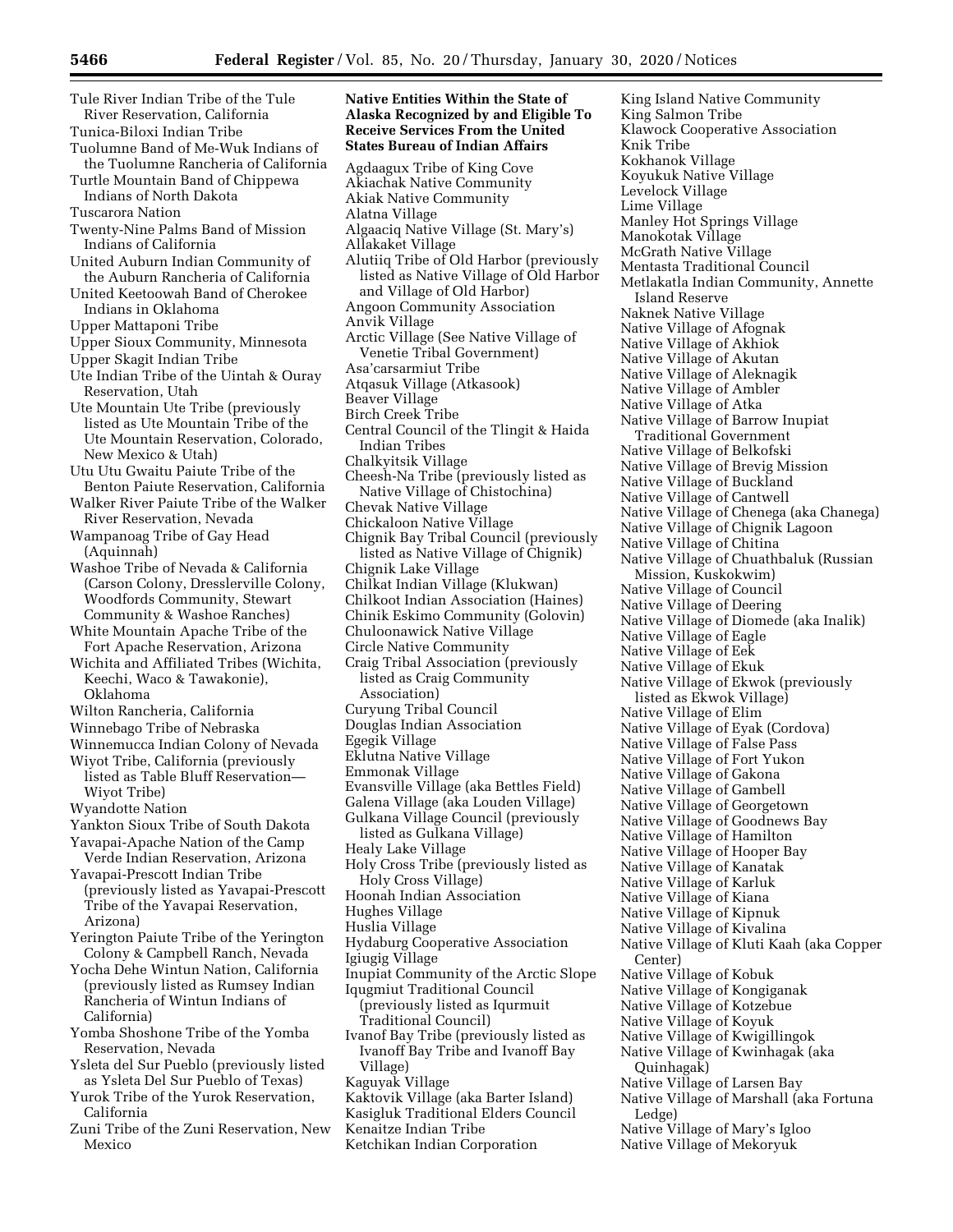Tule River Indian Tribe of the Tule River Reservation, California
Tunica-Biloxi Indian Tribe
Tuolumne Band of Me-Wuk Indians of the Tuolumne Rancheria of California
Turtle Mountain Band of Chippewa Indians of North Dakota
Tuscarora Nation
Twenty-Nine Palms Band of Mission Indians of California
United Auburn Indian Community of the Auburn Rancheria of California
United Keetoowah Band of Cherokee Indians in Oklahoma
Upper Mattaponi Tribe
Upper Sioux Community, Minnesota
Upper Skagit Indian Tribe
Ute Indian Tribe of the Uintah & Ouray Reservation, Utah
Ute Mountain Ute Tribe (previously listed as Ute Mountain Tribe of the Ute Mountain Reservation, Colorado, New Mexico & Utah)
Utu Utu Gwaitu Paiute Tribe of the Benton Paiute Reservation, California
Walker River Paiute Tribe of the Walker River Reservation, Nevada
Wampanoag Tribe of Gay Head (Aquinnah)
Washoe Tribe of Nevada & California (Carson Colony, Dresslerville Colony, Woodfords Community, Stewart Community & Washoe Ranches)
White Mountain Apache Tribe of the Fort Apache Reservation, Arizona
Wichita and Affiliated Tribes (Wichita, Keechi, Waco & Tawakonie), Oklahoma
Wilton Rancheria, California
Winnebago Tribe of Nebraska
Winnemucca Indian Colony of Nevada
Wiyot Tribe, California (previously listed as Table Bluff Reservation—Wiyot Tribe)
Wyandotte Nation
Yankton Sioux Tribe of South Dakota
Yavapai-Apache Nation of the Camp Verde Indian Reservation, Arizona
Yavapai-Prescott Indian Tribe (previously listed as Yavapai-Prescott Tribe of the Yavapai Reservation, Arizona)
Yerington Paiute Tribe of the Yerington Colony & Campbell Ranch, Nevada
Yocha Dehe Wintun Nation, California (previously listed as Rumsey Indian Rancheria of Wintun Indians of California)
Yomba Shoshone Tribe of the Yomba Reservation, Nevada
Ysleta del Sur Pueblo (previously listed as Ysleta Del Sur Pueblo of Texas)
Yurok Tribe of the Yurok Reservation, California
Zuni Tribe of the Zuni Reservation, New Mexico

**Native Entities Within the State of Alaska Recognized by and Eligible To Receive Services From the United States Bureau of Indian Affairs**

Agdaagux Tribe of King Cove
Akiachak Native Community
Akiak Native Community
Alatna Village
Algaaciq Native Village (St. Mary's)
Allakaket Village
Alutiiq Tribe of Old Harbor (previously listed as Native Village of Old Harbor and Village of Old Harbor)
Angoon Community Association
Anvik Village
Arctic Village (See Native Village of Venetie Tribal Government)
Asa'carsarmiut Tribe
Atqasuk Village (Atkasook)
Beaver Village
Birch Creek Tribe
Central Council of the Tlingit & Haida Indian Tribes
Chalkyitsik Village
Cheesh-Na Tribe (previously listed as Native Village of Chistochina)
Chevak Native Village
Chickaloon Native Village
Chignik Bay Tribal Council (previously listed as Native Village of Chignik)
Chignik Lake Village
Chilkat Indian Village (Klukwan)
Chilkoot Indian Association (Haines)
Chinik Eskimo Community (Golovin)
Chuloonawick Native Village
Circle Native Community
Craig Tribal Association (previously listed as Craig Community Association)
Curyung Tribal Council
Douglas Indian Association
Egegik Village
Eklutna Native Village
Emmonak Village
Evansville Village (aka Bettles Field)
Galena Village (aka Louden Village)
Gulkana Village Council (previously listed as Gulkana Village)
Healy Lake Village
Holy Cross Tribe (previously listed as Holy Cross Village)
Hoonah Indian Association
Hughes Village
Huslia Village
Hydaburg Cooperative Association
Igiugig Village
Inupiat Community of the Arctic Slope
Iqugmiut Traditional Council (previously listed as Iqurmuit Traditional Council)
Ivanof Bay Tribe (previously listed as Ivanoff Bay Tribe and Ivanoff Bay Village)
Kaguyak Village
Kaktovik Village (aka Barter Island)
Kasigluk Traditional Elders Council
Kenaitze Indian Tribe
Ketchikan Indian Corporation
King Island Native Community
King Salmon Tribe
Klawock Cooperative Association
Knik Tribe
Kokhanok Village
Koyukuk Native Village
Levelock Village
Lime Village
Manley Hot Springs Village
Manokotak Village
McGrath Native Village
Mentasta Traditional Council
Metlakatla Indian Community, Annette Island Reserve
Naknek Native Village
Native Village of Afognak
Native Village of Akhiok
Native Village of Akutan
Native Village of Aleknagik
Native Village of Ambler
Native Village of Atka
Native Village of Barrow Inupiat Traditional Government
Native Village of Belkofski
Native Village of Brevig Mission
Native Village of Buckland
Native Village of Cantwell
Native Village of Chenega (aka Chanega)
Native Village of Chignik Lagoon
Native Village of Chitina
Native Village of Chuathbaluk (Russian Mission, Kuskokwim)
Native Village of Council
Native Village of Deering
Native Village of Diomede (aka Inalik)
Native Village of Eagle
Native Village of Eek
Native Village of Ekuk
Native Village of Ekwok (previously listed as Ekwok Village)
Native Village of Elim
Native Village of Eyak (Cordova)
Native Village of False Pass
Native Village of Fort Yukon
Native Village of Gakona
Native Village of Gambell
Native Village of Georgetown
Native Village of Goodnews Bay
Native Village of Hamilton
Native Village of Hooper Bay
Native Village of Kanatak
Native Village of Karluk
Native Village of Kiana
Native Village of Kipnuk
Native Village of Kivalina
Native Village of Kluti Kaah (aka Copper Center)
Native Village of Kobuk
Native Village of Kongiganak
Native Village of Kotzebue
Native Village of Koyuk
Native Village of Kwigillingok
Native Village of Kwinhagak (aka Quinhagak)
Native Village of Larsen Bay
Native Village of Marshall (aka Fortuna Ledge)
Native Village of Mary's Igloo
Native Village of Mekoryuk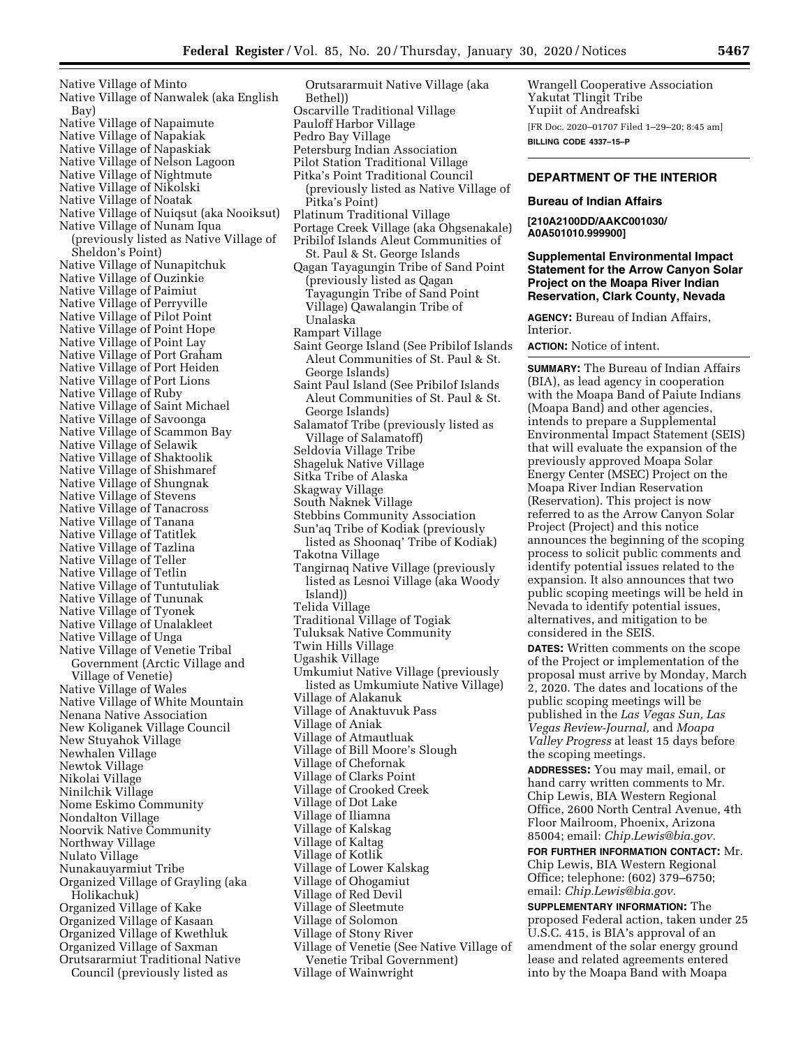Native Village of Minto
Native Village of Nanwalek (aka English Bay)
Native Village of Napaimute
Native Village of Napakiak
Native Village of Napaskiak
Native Village of Nelson Lagoon
Native Village of Nightmute
Native Village of Nikolski
Native Village of Noatak
Native Village of Nuiqsut (aka Nooiksut)
Native Village of Nunam Iqua (previously listed as Native Village of Sheldon's Point)
Native Village of Nunapitchuk
Native Village of Ouzinkie
Native Village of Paimiut
Native Village of Perryville
Native Village of Pilot Point
Native Village of Point Hope
Native Village of Point Lay
Native Village of Port Graham
Native Village of Port Heiden
Native Village of Port Lions
Native Village of Ruby
Native Village of Saint Michael
Native Village of Savoonga
Native Village of Scammon Bay
Native Village of Selawik
Native Village of Shaktoolik
Native Village of Shishmaref
Native Village of Shungnak
Native Village of Stevens
Native Village of Tanacross
Native Village of Tanana
Native Village of Tatitlek
Native Village of Tazlina
Native Village of Teller
Native Village of Tetlin
Native Village of Tuntutuliak
Native Village of Tununak
Native Village of Tyonek
Native Village of Unalakleet
Native Village of Unga
Native Village of Venetie Tribal Government (Arctic Village and Village of Venetie)
Native Village of Wales
Native Village of White Mountain
Nenana Native Association
New Koliganek Village Council
New Stuyahok Village
Newhalen Village
Newtok Village
Nikolai Village
Ninilchik Village
Nome Eskimo Community
Nondalton Village
Noorvik Native Community
Northway Village
Nulato Village
Nunakauyarmiut Tribe
Organized Village of Grayling (aka Holikachuk)
Organized Village of Kake
Organized Village of Kasaan
Organized Village of Kwethluk
Organized Village of Saxman
Orutsararmiut Traditional Native Council (previously listed as Orutsararmuit Native Village (aka Bethel))
Oscarville Traditional Village
Pauloff Harbor Village
Pedro Bay Village
Petersburg Indian Association
Pilot Station Traditional Village
Pitka's Point Traditional Council (previously listed as Native Village of Pitka's Point)
Platinum Traditional Village
Portage Creek Village (aka Ohgsenakale)
Pribilof Islands Aleut Communities of St. Paul & St. George Islands
Qagan Tayagungin Tribe of Sand Point (previously listed as Qagan Tayagungin Tribe of Sand Point Village) Qawalangin Tribe of Unalaska
Rampart Village
Saint George Island (See Pribilof Islands Aleut Communities of St. Paul & St. George Islands)
Saint Paul Island (See Pribilof Islands Aleut Communities of St. Paul & St. George Islands)
Salamatof Tribe (previously listed as Village of Salamatoff)
Seldovia Village Tribe
Shageluk Native Village
Sitka Tribe of Alaska
Skagway Village
South Naknek Village
Stebbins Community Association
Sun'aq Tribe of Kodiak (previously listed as Shoonaq' Tribe of Kodiak)
Takotna Village
Tangirnaq Native Village (previously listed as Lesnoi Village (aka Woody Island))
Telida Village
Traditional Village of Togiak
Tuluksak Native Community
Twin Hills Village
Ugashik Village
Umkumiut Native Village (previously listed as Umkumiute Native Village)
Village of Alakanuk
Village of Anaktuvuk Pass
Village of Aniak
Village of Atmautluak
Village of Bill Moore's Slough
Village of Chefornak
Village of Clarks Point
Village of Crooked Creek
Village of Dot Lake
Village of Iliamna
Village of Kalskag
Village of Kaltag
Village of Kotlik
Village of Lower Kalskag
Village of Ohogamiut
Village of Red Devil
Village of Sleetmute
Village of Solomon
Village of Stony River
Village of Venetie (See Native Village of Venetie Tribal Government)
Village of Wainwright
Wrangell Cooperative Association
Yakutat Tlingit Tribe
Yupiit of Andreafski

[FR Doc. 2020–01707 Filed 1–29–20; 8:45 am]

**BILLING CODE 4337–15–P**

---

## DEPARTMENT OF THE INTERIOR

### Bureau of Indian Affairs

**[210A2100DD/AAKC001030/A0A501010.999900]**

### Supplemental Environmental Impact Statement for the Arrow Canyon Solar Project on the Moapa River Indian Reservation, Clark County, Nevada

**AGENCY:** Bureau of Indian Affairs, Interior.

**ACTION:** Notice of intent.

**SUMMARY:** The Bureau of Indian Affairs (BIA), as lead agency in cooperation with the Moapa Band of Paiute Indians (Moapa Band) and other agencies, intends to prepare a Supplemental Environmental Impact Statement (SEIS) that will evaluate the expansion of the previously approved Moapa Solar Energy Center (MSEC) Project on the Moapa River Indian Reservation (Reservation). This project is now referred to as the Arrow Canyon Solar Project (Project) and this notice announces the beginning of the scoping process to solicit public comments and identify potential issues related to the expansion. It also announces that two public scoping meetings will be held in Nevada to identify potential issues, alternatives, and mitigation to be considered in the SEIS.

**DATES:** Written comments on the scope of the Project or implementation of the proposal must arrive by Monday, March 2, 2020. The dates and locations of the public scoping meetings will be published in the *Las Vegas Sun, Las Vegas Review-Journal,* and *Moapa Valley Progress* at least 15 days before the scoping meetings.

**ADDRESSES:** You may mail, email, or hand carry written comments to Mr. Chip Lewis, BIA Western Regional Office, 2600 North Central Avenue, 4th Floor Mailroom, Phoenix, Arizona 85004; email: *Chip.Lewis@bia.gov.*

**FOR FURTHER INFORMATION CONTACT:** Mr. Chip Lewis, BIA Western Regional Office; telephone: (602) 379–6750; email: *Chip.Lewis@bia.gov.*

**SUPPLEMENTARY INFORMATION:** The proposed Federal action, taken under 25 U.S.C. 415, is BIA's approval of an amendment of the solar energy ground lease and related agreements entered into by the Moapa Band with Moapa